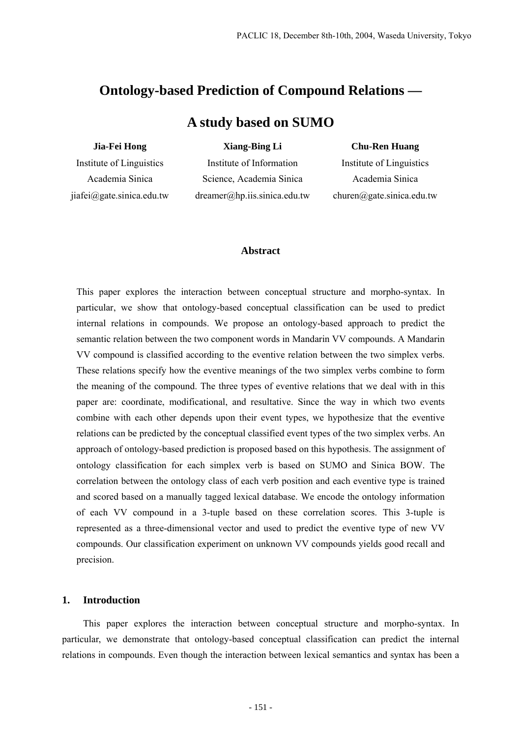# Ontology-based Prediction of Compound Relations — A study based on SUMO

**Jia-Fei Hong**
Institute of Linguistics
Academia Sinica
jiafei@gate.sinica.edu.tw

**Xiang-Bing Li**
Institute of Information Science, Academia Sinica
dreamer@hp.iis.sinica.edu.tw

**Chu-Ren Huang**
Institute of Linguistics
Academia Sinica
churen@gate.sinica.edu.tw

## Abstract

This paper explores the interaction between conceptual structure and morpho-syntax. In particular, we show that ontology-based conceptual classification can be used to predict internal relations in compounds. We propose an ontology-based approach to predict the semantic relation between the two component words in Mandarin VV compounds. A Mandarin VV compound is classified according to the eventive relation between the two simplex verbs. These relations specify how the eventive meanings of the two simplex verbs combine to form the meaning of the compound. The three types of eventive relations that we deal with in this paper are: coordinate, modificational, and resultative. Since the way in which two events combine with each other depends upon their event types, we hypothesize that the eventive relations can be predicted by the conceptual classified event types of the two simplex verbs. An approach of ontology-based prediction is proposed based on this hypothesis. The assignment of ontology classification for each simplex verb is based on SUMO and Sinica BOW. The correlation between the ontology class of each verb position and each eventive type is trained and scored based on a manually tagged lexical database. We encode the ontology information of each VV compound in a 3-tuple based on these correlation scores. This 3-tuple is represented as a three-dimensional vector and used to predict the eventive type of new VV compounds. Our classification experiment on unknown VV compounds yields good recall and precision.

## 1. Introduction

This paper explores the interaction between conceptual structure and morpho-syntax. In particular, we demonstrate that ontology-based conceptual classification can predict the internal relations in compounds. Even though the interaction between lexical semantics and syntax has been a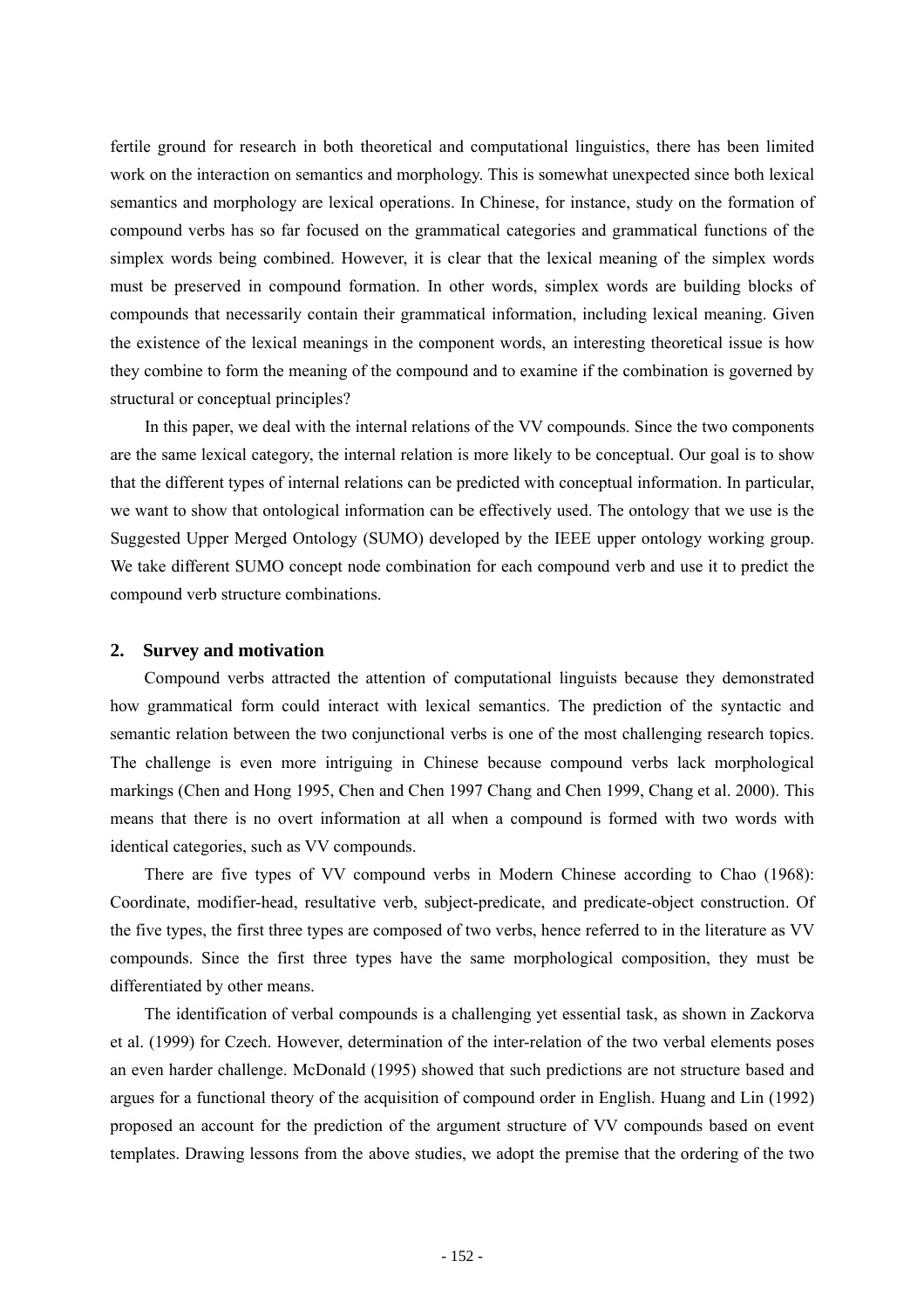fertile ground for research in both theoretical and computational linguistics, there has been limited work on the interaction on semantics and morphology. This is somewhat unexpected since both lexical semantics and morphology are lexical operations. In Chinese, for instance, study on the formation of compound verbs has so far focused on the grammatical categories and grammatical functions of the simplex words being combined. However, it is clear that the lexical meaning of the simplex words must be preserved in compound formation. In other words, simplex words are building blocks of compounds that necessarily contain their grammatical information, including lexical meaning. Given the existence of the lexical meanings in the component words, an interesting theoretical issue is how they combine to form the meaning of the compound and to examine if the combination is governed by structural or conceptual principles?

In this paper, we deal with the internal relations of the VV compounds. Since the two components are the same lexical category, the internal relation is more likely to be conceptual. Our goal is to show that the different types of internal relations can be predicted with conceptual information. In particular, we want to show that ontological information can be effectively used. The ontology that we use is the Suggested Upper Merged Ontology (SUMO) developed by the IEEE upper ontology working group. We take different SUMO concept node combination for each compound verb and use it to predict the compound verb structure combinations.

## 2. Survey and motivation

Compound verbs attracted the attention of computational linguists because they demonstrated how grammatical form could interact with lexical semantics. The prediction of the syntactic and semantic relation between the two conjunctional verbs is one of the most challenging research topics. The challenge is even more intriguing in Chinese because compound verbs lack morphological markings (Chen and Hong 1995, Chen and Chen 1997 Chang and Chen 1999, Chang et al. 2000). This means that there is no overt information at all when a compound is formed with two words with identical categories, such as VV compounds.

There are five types of VV compound verbs in Modern Chinese according to Chao (1968): Coordinate, modifier-head, resultative verb, subject-predicate, and predicate-object construction. Of the five types, the first three types are composed of two verbs, hence referred to in the literature as VV compounds. Since the first three types have the same morphological composition, they must be differentiated by other means.

The identification of verbal compounds is a challenging yet essential task, as shown in Zackorva et al. (1999) for Czech. However, determination of the inter-relation of the two verbal elements poses an even harder challenge. McDonald (1995) showed that such predictions are not structure based and argues for a functional theory of the acquisition of compound order in English. Huang and Lin (1992) proposed an account for the prediction of the argument structure of VV compounds based on event templates. Drawing lessons from the above studies, we adopt the premise that the ordering of the two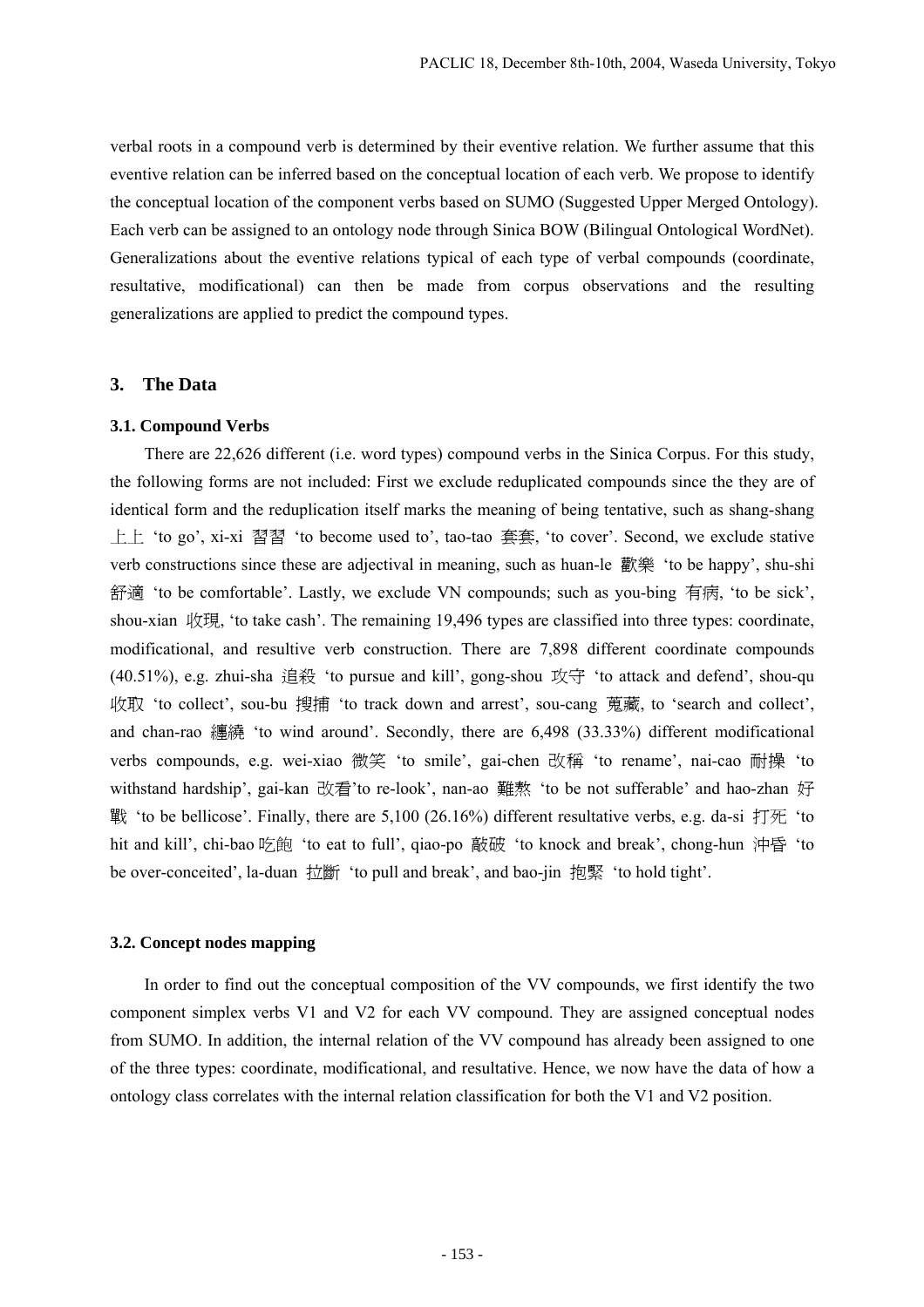verbal roots in a compound verb is determined by their eventive relation. We further assume that this eventive relation can be inferred based on the conceptual location of each verb. We propose to identify the conceptual location of the component verbs based on SUMO (Suggested Upper Merged Ontology). Each verb can be assigned to an ontology node through Sinica BOW (Bilingual Ontological WordNet). Generalizations about the eventive relations typical of each type of verbal compounds (coordinate, resultative, modificational) can then be made from corpus observations and the resulting generalizations are applied to predict the compound types.

## 3. The Data

### 3.1. Compound Verbs

There are 22,626 different (i.e. word types) compound verbs in the Sinica Corpus. For this study, the following forms are not included: First we exclude reduplicated compounds since the they are of identical form and the reduplication itself marks the meaning of being tentative, such as shang-shang 上上 'to go', xi-xi 習習 'to become used to', tao-tao 套套, 'to cover'. Second, we exclude stative verb constructions since these are adjectival in meaning, such as huan-le 歡樂 'to be happy', shu-shi 舒適 'to be comfortable'. Lastly, we exclude VN compounds; such as you-bing 有病, 'to be sick', shou-xian 收現, 'to take cash'. The remaining 19,496 types are classified into three types: coordinate, modificational, and resultive verb construction. There are 7,898 different coordinate compounds (40.51%), e.g. zhui-sha 追殺 'to pursue and kill', gong-shou 攻守 'to attack and defend', shou-qu 收取 'to collect', sou-bu 搜捕 'to track down and arrest', sou-cang 蒐藏, to 'search and collect', and chan-rao 纏繞 'to wind around'. Secondly, there are 6,498 (33.33%) different modificational verbs compounds, e.g. wei-xiao 微笑 'to smile', gai-chen 改稱 'to rename', nai-cao 耐操 'to withstand hardship', gai-kan 改看'to re-look', nan-ao 難熬 'to be not sufferable' and hao-zhan 好戰 'to be bellicose'. Finally, there are 5,100 (26.16%) different resultative verbs, e.g. da-si 打死 'to hit and kill', chi-bao 吃飽 'to eat to full', qiao-po 敲破 'to knock and break', chong-hun 沖昏 'to be over-conceited', la-duan 拉斷 'to pull and break', and bao-jin 抱緊 'to hold tight'.

### 3.2. Concept nodes mapping

In order to find out the conceptual composition of the VV compounds, we first identify the two component simplex verbs V1 and V2 for each VV compound. They are assigned conceptual nodes from SUMO. In addition, the internal relation of the VV compound has already been assigned to one of the three types: coordinate, modificational, and resultative. Hence, we now have the data of how a ontology class correlates with the internal relation classification for both the V1 and V2 position.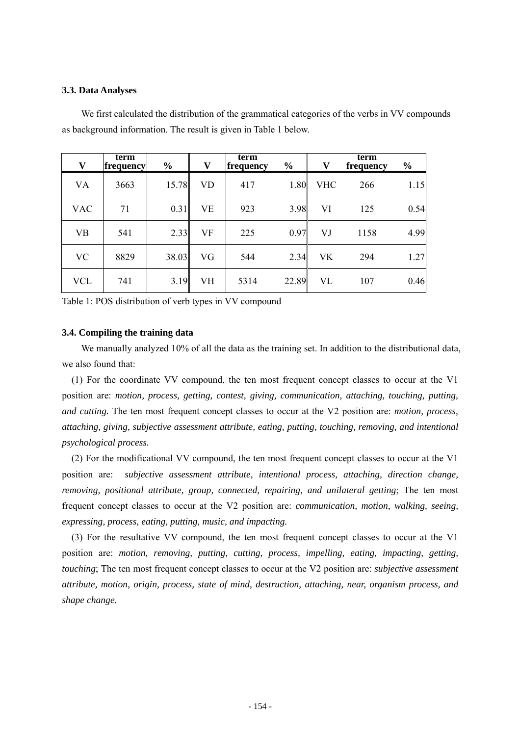### 3.3. Data Analyses

We first calculated the distribution of the grammatical categories of the verbs in VV compounds as background information. The result is given in Table 1 below.

| V | term frequency | % | V | term frequency | % | V | term frequency | % |
|---|---|---|---|---|---|---|---|---|
| VA | 3663 | 15.78 | VD | 417 | 1.80 | VHC | 266 | 1.15 |
| VAC | 71 | 0.31 | VE | 923 | 3.98 | VI | 125 | 0.54 |
| VB | 541 | 2.33 | VF | 225 | 0.97 | VJ | 1158 | 4.99 |
| VC | 8829 | 38.03 | VG | 544 | 2.34 | VK | 294 | 1.27 |
| VCL | 741 | 3.19 | VH | 5314 | 22.89 | VL | 107 | 0.46 |

Table 1: POS distribution of verb types in VV compound

### 3.4. Compiling the training data

We manually analyzed 10% of all the data as the training set. In addition to the distributional data, we also found that:

(1) For the coordinate VV compound, the ten most frequent concept classes to occur at the V1 position are: *motion, process, getting, contest, giving, communication, attaching, touching, putting, and cutting.* The ten most frequent concept classes to occur at the V2 position are: *motion, process, attaching, giving, subjective assessment attribute, eating, putting, touching, removing, and intentional psychological process.*

(2) For the modificational VV compound, the ten most frequent concept classes to occur at the V1 position are: *subjective assessment attribute, intentional process, attaching, direction change, removing, positional attribute, group, connected, repairing, and unilateral getting*; The ten most frequent concept classes to occur at the V2 position are: *communication, motion, walking, seeing, expressing, process, eating, putting, music, and impacting.*

(3) For the resultative VV compound, the ten most frequent concept classes to occur at the V1 position are: *motion, removing, putting, cutting, process, impelling, eating, impacting, getting, touching*; The ten most frequent concept classes to occur at the V2 position are: *subjective assessment attribute, motion, origin, process, state of mind, destruction, attaching, near, organism process, and shape change.*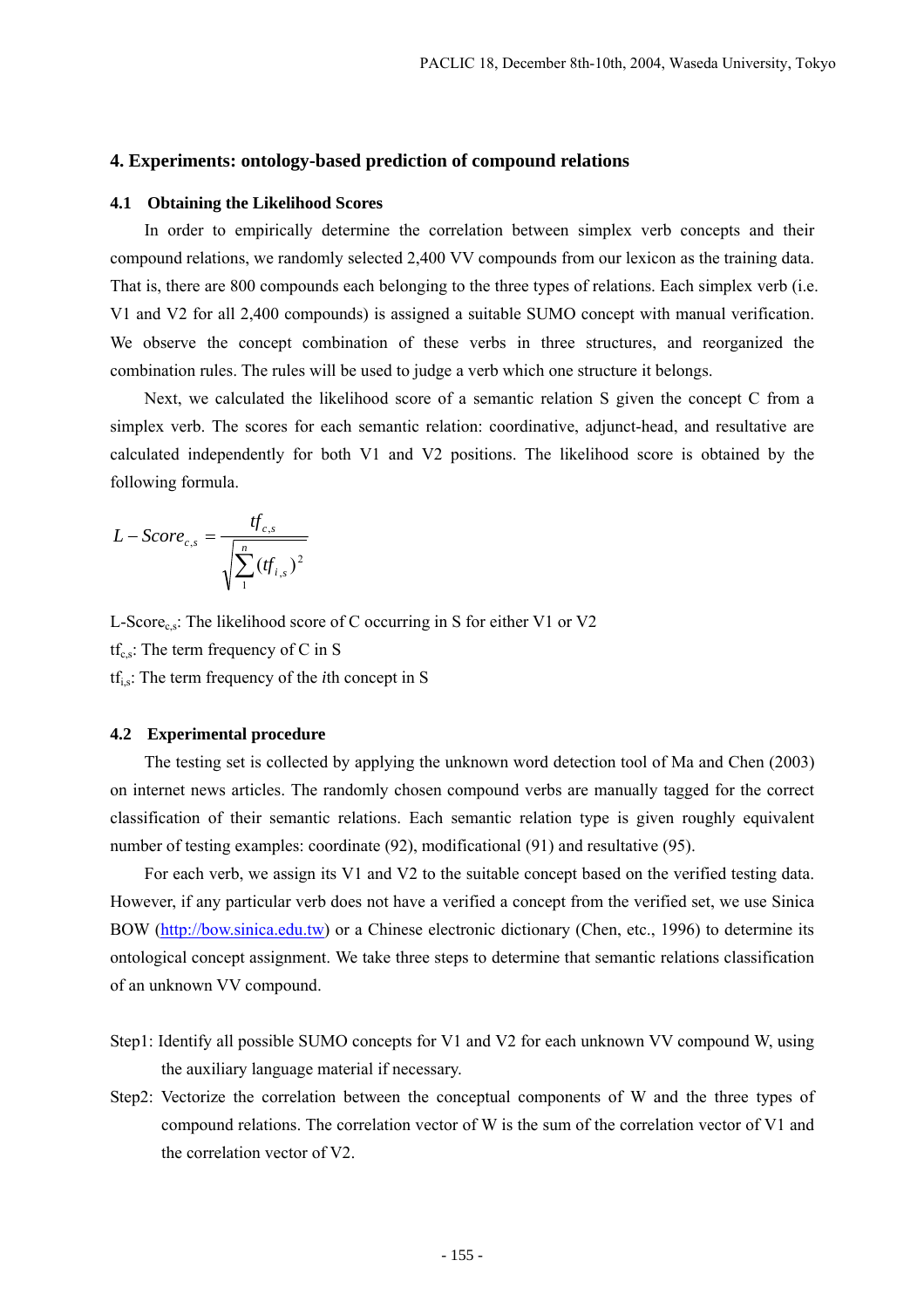## 4. Experiments: ontology-based prediction of compound relations

### 4.1 Obtaining the Likelihood Scores

In order to empirically determine the correlation between simplex verb concepts and their compound relations, we randomly selected 2,400 VV compounds from our lexicon as the training data. That is, there are 800 compounds each belonging to the three types of relations. Each simplex verb (i.e. V1 and V2 for all 2,400 compounds) is assigned a suitable SUMO concept with manual verification. We observe the concept combination of these verbs in three structures, and reorganized the combination rules. The rules will be used to judge a verb which one structure it belongs.

Next, we calculated the likelihood score of a semantic relation S given the concept C from a simplex verb. The scores for each semantic relation: coordinative, adjunct-head, and resultative are calculated independently for both V1 and V2 positions. The likelihood score is obtained by the following formula.

$$L-Score_{c,s} = \frac{tf_{c,s}}{\sqrt{\sum_{1}^{n}(tf_{i,s})^2}}$$

$L\text{-}Score_{c,s}$: The likelihood score of C occurring in S for either V1 or V2

$tf_{c,s}$: The term frequency of C in S

$tf_{i,s}$: The term frequency of the *i*th concept in S

### 4.2 Experimental procedure

The testing set is collected by applying the unknown word detection tool of Ma and Chen (2003) on internet news articles. The randomly chosen compound verbs are manually tagged for the correct classification of their semantic relations. Each semantic relation type is given roughly equivalent number of testing examples: coordinate (92), modificational (91) and resultative (95).

For each verb, we assign its V1 and V2 to the suitable concept based on the verified testing data. However, if any particular verb does not have a verified a concept from the verified set, we use Sinica BOW (http://bow.sinica.edu.tw) or a Chinese electronic dictionary (Chen, etc., 1996) to determine its ontological concept assignment. We take three steps to determine that semantic relations classification of an unknown VV compound.

Step1: Identify all possible SUMO concepts for V1 and V2 for each unknown VV compound W, using the auxiliary language material if necessary.

Step2: Vectorize the correlation between the conceptual components of W and the three types of compound relations. The correlation vector of W is the sum of the correlation vector of V1 and the correlation vector of V2.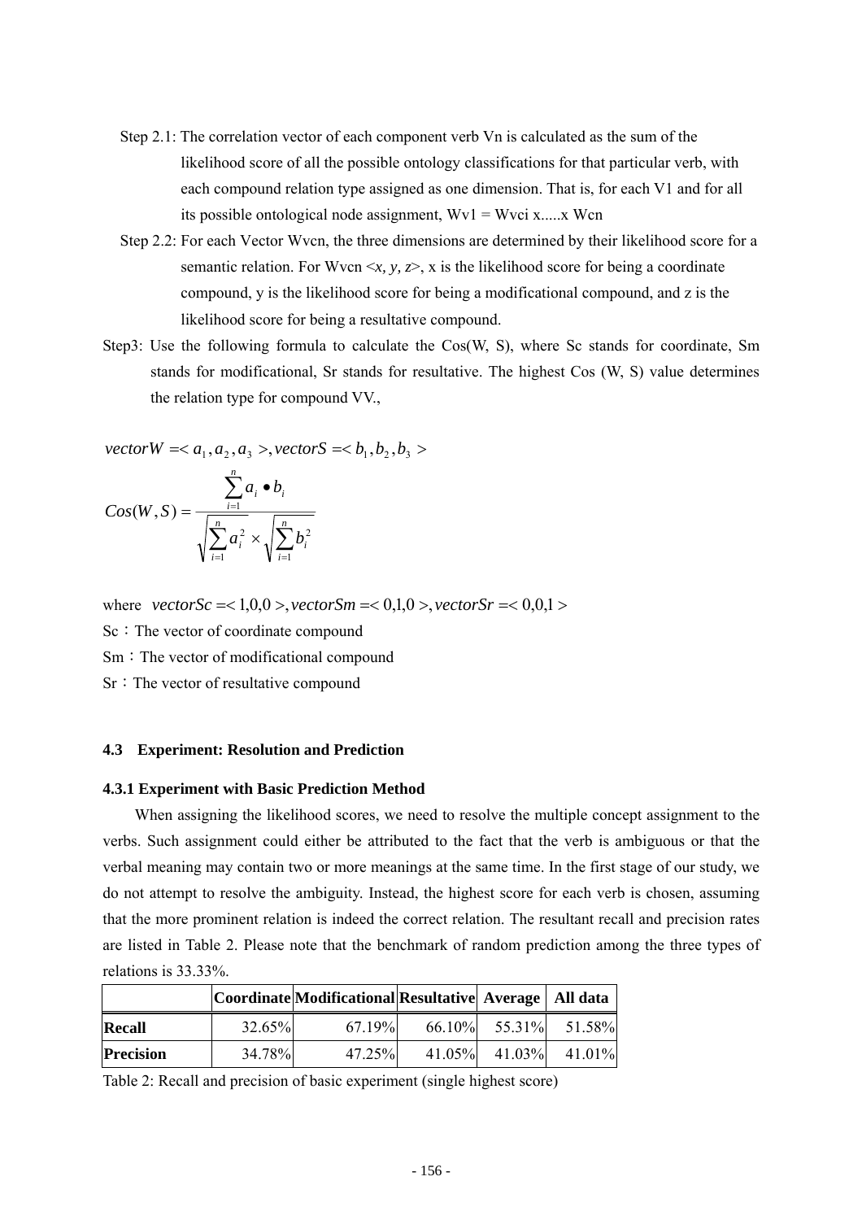Step 2.1: The correlation vector of each component verb Vn is calculated as the sum of the likelihood score of all the possible ontology classifications for that particular verb, with each compound relation type assigned as one dimension. That is, for each V1 and for all its possible ontological node assignment, Wv1 = Wvci x.....x Wcn

Step 2.2: For each Vector Wvcn, the three dimensions are determined by their likelihood score for a semantic relation. For Wvcn <*x, y, z*>, x is the likelihood score for being a coordinate compound, y is the likelihood score for being a modificational compound, and z is the likelihood score for being a resultative compound.

Step3: Use the following formula to calculate the Cos(W, S), where Sc stands for coordinate, Sm stands for modificational, Sr stands for resultative. The highest Cos (W, S) value determines the relation type for compound VV.,

$$vectorW = < a_1, a_2, a_3 >, vectorS = < b_1, b_2, b_3 >$$

$$Cos(W,S) = \frac{\sum_{i=1}^{n} a_i \bullet b_i}{\sqrt{\sum_{i=1}^{n} a_i^2} \times \sqrt{\sum_{i=1}^{n} b_i^2}}$$

where $vectorSc = < 1,0,0 >, vectorSm = < 0,1,0 >, vectorSr = < 0,0,1 >$

Sc：The vector of coordinate compound

Sm：The vector of modificational compound

Sr：The vector of resultative compound

### 4.3 Experiment: Resolution and Prediction

#### 4.3.1 Experiment with Basic Prediction Method

When assigning the likelihood scores, we need to resolve the multiple concept assignment to the verbs. Such assignment could either be attributed to the fact that the verb is ambiguous or that the verbal meaning may contain two or more meanings at the same time. In the first stage of our study, we do not attempt to resolve the ambiguity. Instead, the highest score for each verb is chosen, assuming that the more prominent relation is indeed the correct relation. The resultant recall and precision rates are listed in Table 2. Please note that the benchmark of random prediction among the three types of relations is 33.33%.

| | Coordinate | Modificational | Resultative | Average | All data |
|---|---|---|---|---|---|
| **Recall** | 32.65% | 67.19% | 66.10% | 55.31% | 51.58% |
| **Precision** | 34.78% | 47.25% | 41.05% | 41.03% | 41.01% |

Table 2: Recall and precision of basic experiment (single highest score)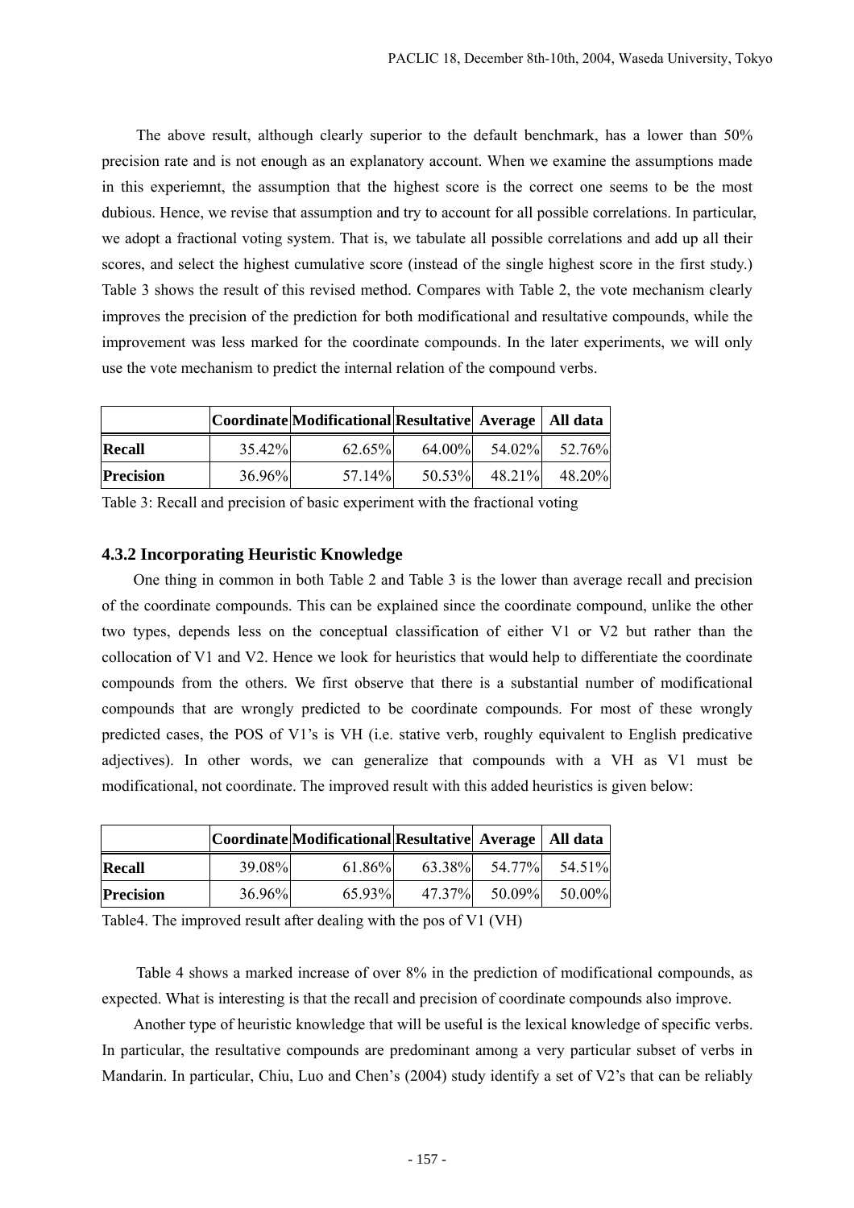The above result, although clearly superior to the default benchmark, has a lower than 50% precision rate and is not enough as an explanatory account. When we examine the assumptions made in this experiemnt, the assumption that the highest score is the correct one seems to be the most dubious. Hence, we revise that assumption and try to account for all possible correlations. In particular, we adopt a fractional voting system. That is, we tabulate all possible correlations and add up all their scores, and select the highest cumulative score (instead of the single highest score in the first study.) Table 3 shows the result of this revised method. Compares with Table 2, the vote mechanism clearly improves the precision of the prediction for both modificational and resultative compounds, while the improvement was less marked for the coordinate compounds. In the later experiments, we will only use the vote mechanism to predict the internal relation of the compound verbs.

| | Coordinate | Modificational | Resultative | Average | All data |
|---|---|---|---|---|---|
| **Recall** | 35.42% | 62.65% | 64.00% | 54.02% | 52.76% |
| **Precision** | 36.96% | 57.14% | 50.53% | 48.21% | 48.20% |

Table 3: Recall and precision of basic experiment with the fractional voting

### 4.3.2 Incorporating Heuristic Knowledge

One thing in common in both Table 2 and Table 3 is the lower than average recall and precision of the coordinate compounds. This can be explained since the coordinate compound, unlike the other two types, depends less on the conceptual classification of either V1 or V2 but rather than the collocation of V1 and V2. Hence we look for heuristics that would help to differentiate the coordinate compounds from the others. We first observe that there is a substantial number of modificational compounds that are wrongly predicted to be coordinate compounds. For most of these wrongly predicted cases, the POS of V1's is VH (i.e. stative verb, roughly equivalent to English predicative adjectives). In other words, we can generalize that compounds with a VH as V1 must be modificational, not coordinate. The improved result with this added heuristics is given below:

| | Coordinate | Modificational | Resultative | Average | All data |
|---|---|---|---|---|---|
| **Recall** | 39.08% | 61.86% | 63.38% | 54.77% | 54.51% |
| **Precision** | 36.96% | 65.93% | 47.37% | 50.09% | 50.00% |

Table4. The improved result after dealing with the pos of V1 (VH)

Table 4 shows a marked increase of over 8% in the prediction of modificational compounds, as expected. What is interesting is that the recall and precision of coordinate compounds also improve.

Another type of heuristic knowledge that will be useful is the lexical knowledge of specific verbs. In particular, the resultative compounds are predominant among a very particular subset of verbs in Mandarin. In particular, Chiu, Luo and Chen's (2004) study identify a set of V2's that can be reliably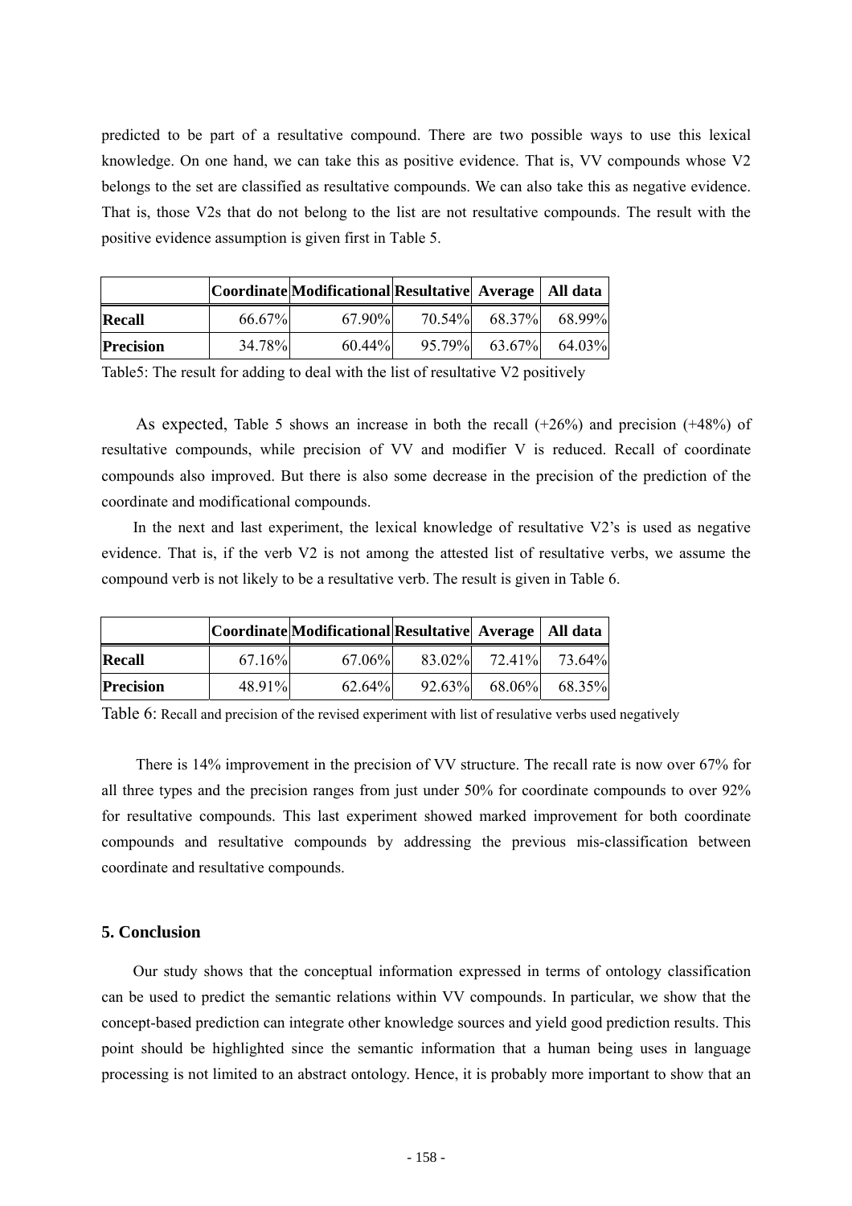predicted to be part of a resultative compound. There are two possible ways to use this lexical knowledge. On one hand, we can take this as positive evidence. That is, VV compounds whose V2 belongs to the set are classified as resultative compounds. We can also take this as negative evidence. That is, those V2s that do not belong to the list are not resultative compounds. The result with the positive evidence assumption is given first in Table 5.

| | Coordinate | Modificational | Resultative | Average | All data |
|---|---|---|---|---|---|
| **Recall** | 66.67% | 67.90% | 70.54% | 68.37% | 68.99% |
| **Precision** | 34.78% | 60.44% | 95.79% | 63.67% | 64.03% |

Table5: The result for adding to deal with the list of resultative V2 positively

As expected, Table 5 shows an increase in both the recall (+26%) and precision (+48%) of resultative compounds, while precision of VV and modifier V is reduced. Recall of coordinate compounds also improved. But there is also some decrease in the precision of the prediction of the coordinate and modificational compounds.

In the next and last experiment, the lexical knowledge of resultative V2's is used as negative evidence. That is, if the verb V2 is not among the attested list of resultative verbs, we assume the compound verb is not likely to be a resultative verb. The result is given in Table 6.

| | Coordinate | Modificational | Resultative | Average | All data |
|---|---|---|---|---|---|
| **Recall** | 67.16% | 67.06% | 83.02% | 72.41% | 73.64% |
| **Precision** | 48.91% | 62.64% | 92.63% | 68.06% | 68.35% |

Table 6: Recall and precision of the revised experiment with list of resulative verbs used negatively

There is 14% improvement in the precision of VV structure. The recall rate is now over 67% for all three types and the precision ranges from just under 50% for coordinate compounds to over 92% for resultative compounds. This last experiment showed marked improvement for both coordinate compounds and resultative compounds by addressing the previous mis-classification between coordinate and resultative compounds.

## 5. Conclusion

Our study shows that the conceptual information expressed in terms of ontology classification can be used to predict the semantic relations within VV compounds. In particular, we show that the concept-based prediction can integrate other knowledge sources and yield good prediction results. This point should be highlighted since the semantic information that a human being uses in language processing is not limited to an abstract ontology. Hence, it is probably more important to show that an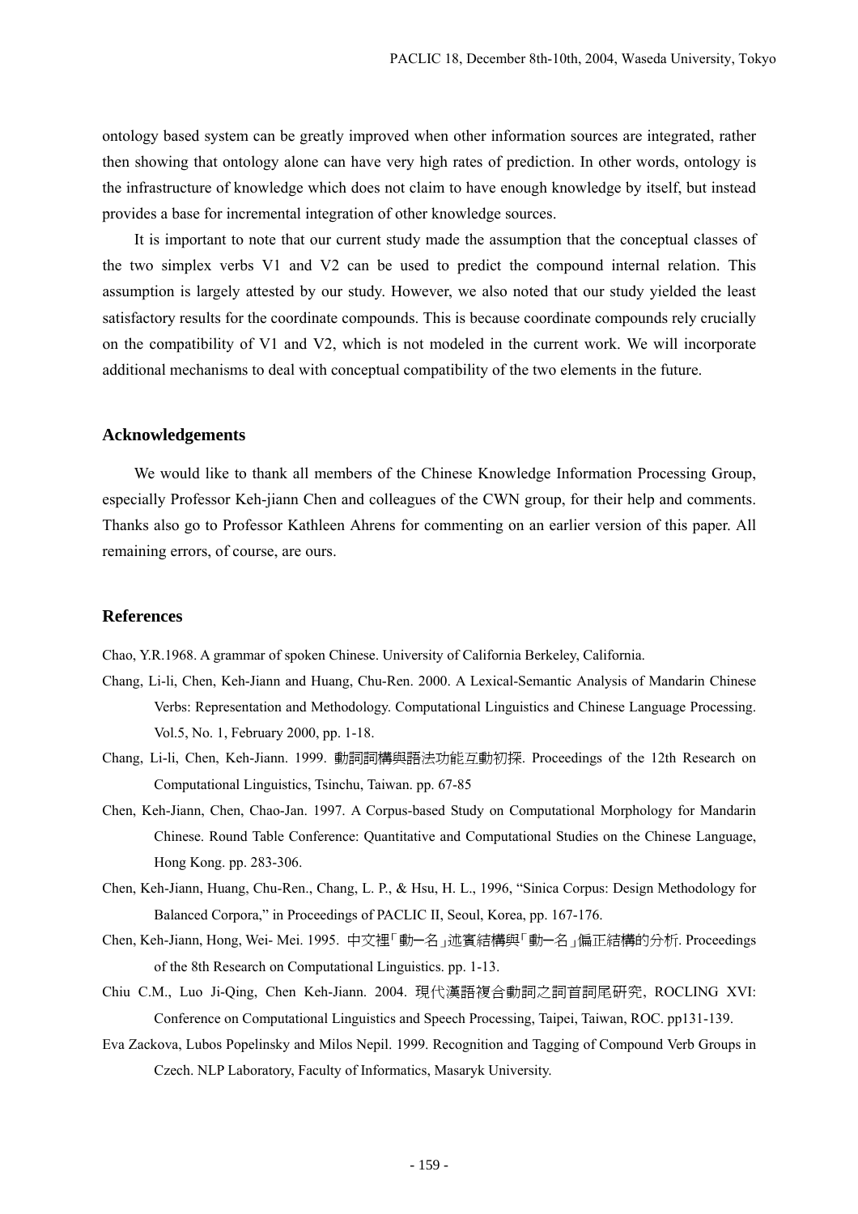ontology based system can be greatly improved when other information sources are integrated, rather then showing that ontology alone can have very high rates of prediction. In other words, ontology is the infrastructure of knowledge which does not claim to have enough knowledge by itself, but instead provides a base for incremental integration of other knowledge sources.

It is important to note that our current study made the assumption that the conceptual classes of the two simplex verbs V1 and V2 can be used to predict the compound internal relation. This assumption is largely attested by our study. However, we also noted that our study yielded the least satisfactory results for the coordinate compounds. This is because coordinate compounds rely crucially on the compatibility of V1 and V2, which is not modeled in the current work. We will incorporate additional mechanisms to deal with conceptual compatibility of the two elements in the future.

## Acknowledgements

We would like to thank all members of the Chinese Knowledge Information Processing Group, especially Professor Keh-jiann Chen and colleagues of the CWN group, for their help and comments. Thanks also go to Professor Kathleen Ahrens for commenting on an earlier version of this paper. All remaining errors, of course, are ours.

## References

Chao, Y.R.1968. A grammar of spoken Chinese. University of California Berkeley, California.

Chang, Li-li, Chen, Keh-Jiann and Huang, Chu-Ren. 2000. A Lexical-Semantic Analysis of Mandarin Chinese Verbs: Representation and Methodology. Computational Linguistics and Chinese Language Processing. Vol.5, No. 1, February 2000, pp. 1-18.

Chang, Li-li, Chen, Keh-Jiann. 1999. 動詞詞構與語法功能互動初探. Proceedings of the 12th Research on Computational Linguistics, Tsinchu, Taiwan. pp. 67-85

Chen, Keh-Jiann, Chen, Chao-Jan. 1997. A Corpus-based Study on Computational Morphology for Mandarin Chinese. Round Table Conference: Quantitative and Computational Studies on the Chinese Language, Hong Kong. pp. 283-306.

Chen, Keh-Jiann, Huang, Chu-Ren., Chang, L. P., & Hsu, H. L., 1996, "Sinica Corpus: Design Methodology for Balanced Corpora," in Proceedings of PACLIC II, Seoul, Korea, pp. 167-176.

Chen, Keh-Jiann, Hong, Wei- Mei. 1995. 中文裡「動ー名」述賓結構與「動ー名」偏正結構的分析. Proceedings of the 8th Research on Computational Linguistics. pp. 1-13.

Chiu C.M., Luo Ji-Qing, Chen Keh-Jiann. 2004. 現代漢語複合動詞之詞首詞尾研究, ROCLING XVI: Conference on Computational Linguistics and Speech Processing, Taipei, Taiwan, ROC. pp131-139.

Eva Zackova, Lubos Popelinsky and Milos Nepil. 1999. Recognition and Tagging of Compound Verb Groups in Czech. NLP Laboratory, Faculty of Informatics, Masaryk University.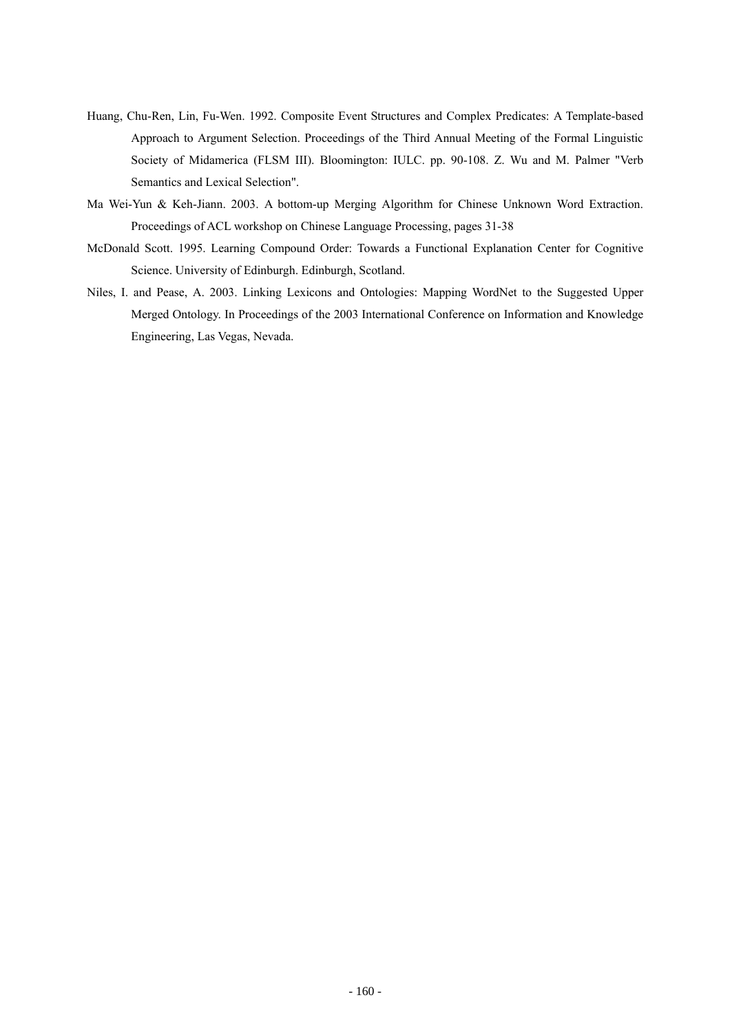Huang, Chu-Ren, Lin, Fu-Wen. 1992. Composite Event Structures and Complex Predicates: A Template-based Approach to Argument Selection. Proceedings of the Third Annual Meeting of the Formal Linguistic Society of Midamerica (FLSM III). Bloomington: IULC. pp. 90-108. Z. Wu and M. Palmer "Verb Semantics and Lexical Selection".

Ma Wei-Yun & Keh-Jiann. 2003. A bottom-up Merging Algorithm for Chinese Unknown Word Extraction. Proceedings of ACL workshop on Chinese Language Processing, pages 31-38

McDonald Scott. 1995. Learning Compound Order: Towards a Functional Explanation Center for Cognitive Science. University of Edinburgh. Edinburgh, Scotland.

Niles, I. and Pease, A. 2003. Linking Lexicons and Ontologies: Mapping WordNet to the Suggested Upper Merged Ontology. In Proceedings of the 2003 International Conference on Information and Knowledge Engineering, Las Vegas, Nevada.